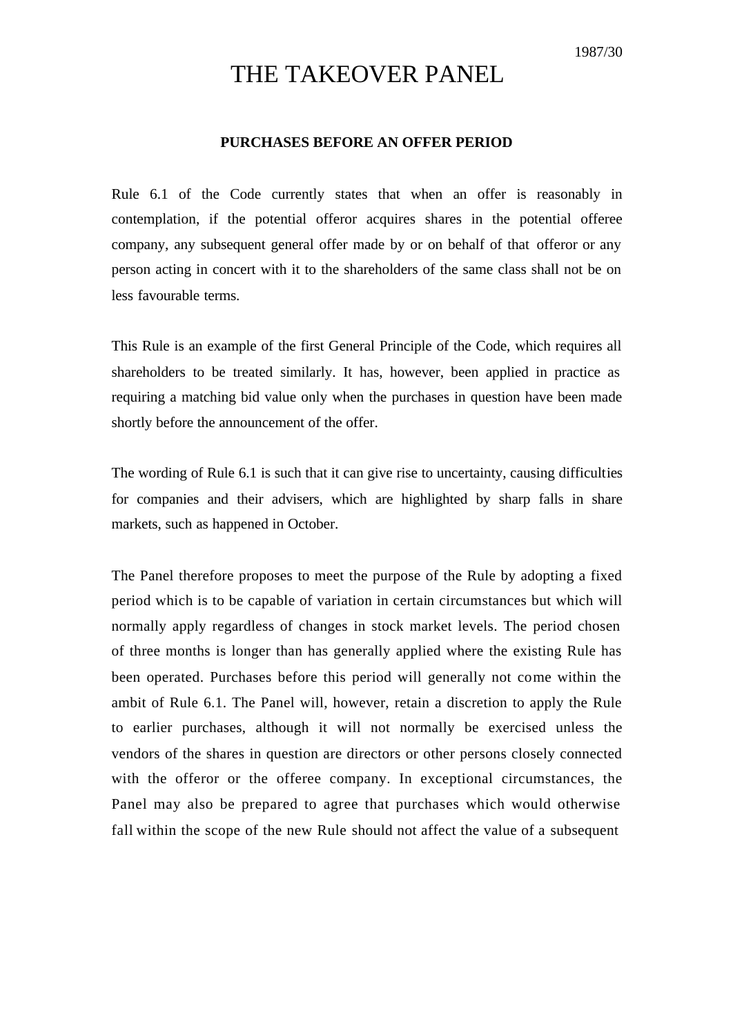1987/30

# THE TAKEOVER PANEL

## PURCHASES BEFORE AN OFFER PERIOD

Rule 6.1 of the Code currently states that when an offer is reasonably in contemplation, if the potential offeror acquires shares in the potential offeree company, any subsequent general offer made by or on behalf of that offeror or any person acting in concert with it to the shareholders of the same class shall not be on less favourable terms.

This Rule is an example of the first General Principle of the Code, which requires all shareholders to be treated similarly. It has, however, been applied in practice as requiring a matching bid value only when the purchases in question have been made shortly before the announcement of the offer.

The wording of Rule 6.1 is such that it can give rise to uncertainty, causing difficulties for companies and their advisers, which are highlighted by sharp falls in share markets, such as happened in October.

The Panel therefore proposes to meet the purpose of the Rule by adopting a fixed period which is to be capable of variation in certain circumstances but which will normally apply regardless of changes in stock market levels. The period chosen of three months is longer than has generally applied where the existing Rule has been operated. Purchases before this period will generally not come within the ambit of Rule 6.1. The Panel will, however, retain a discretion to apply the Rule to earlier purchases, although it will not normally be exercised unless the vendors of the shares in question are directors or other persons closely connected with the offeror or the offeree company. In exceptional circumstances, the Panel may also be prepared to agree that purchases which would otherwise fall within the scope of the new Rule should not affect the value of a subsequent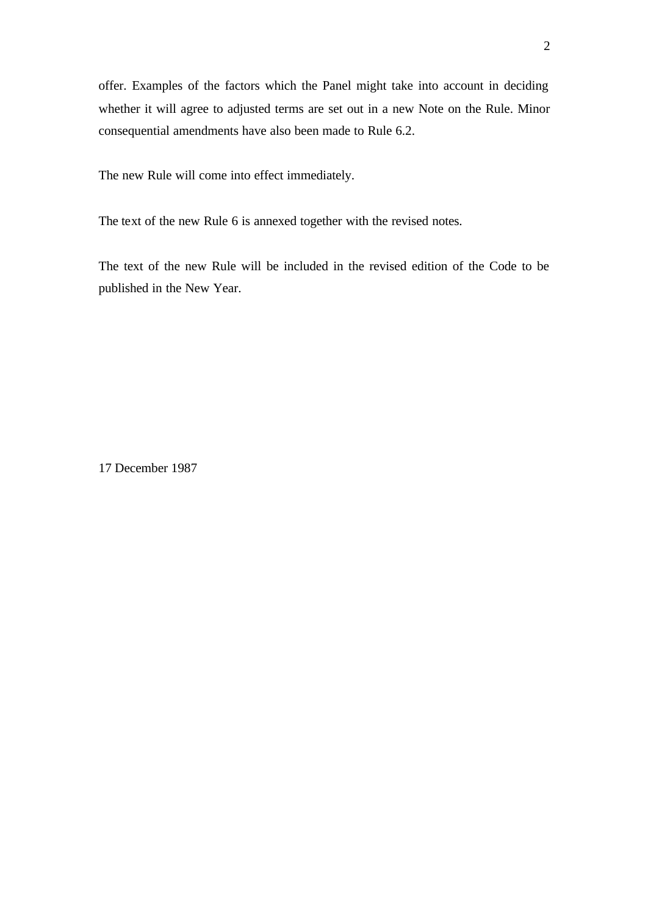offer. Examples of the factors which the Panel might take into account in deciding whether it will agree to adjusted terms are set out in a new Note on the Rule. Minor consequential amendments have also been made to Rule 6.2.

The new Rule will come into effect immediately.

The text of the new Rule 6 is annexed together with the revised notes.

The text of the new Rule will be included in the revised edition of the Code to be published in the New Year.

17 December 1987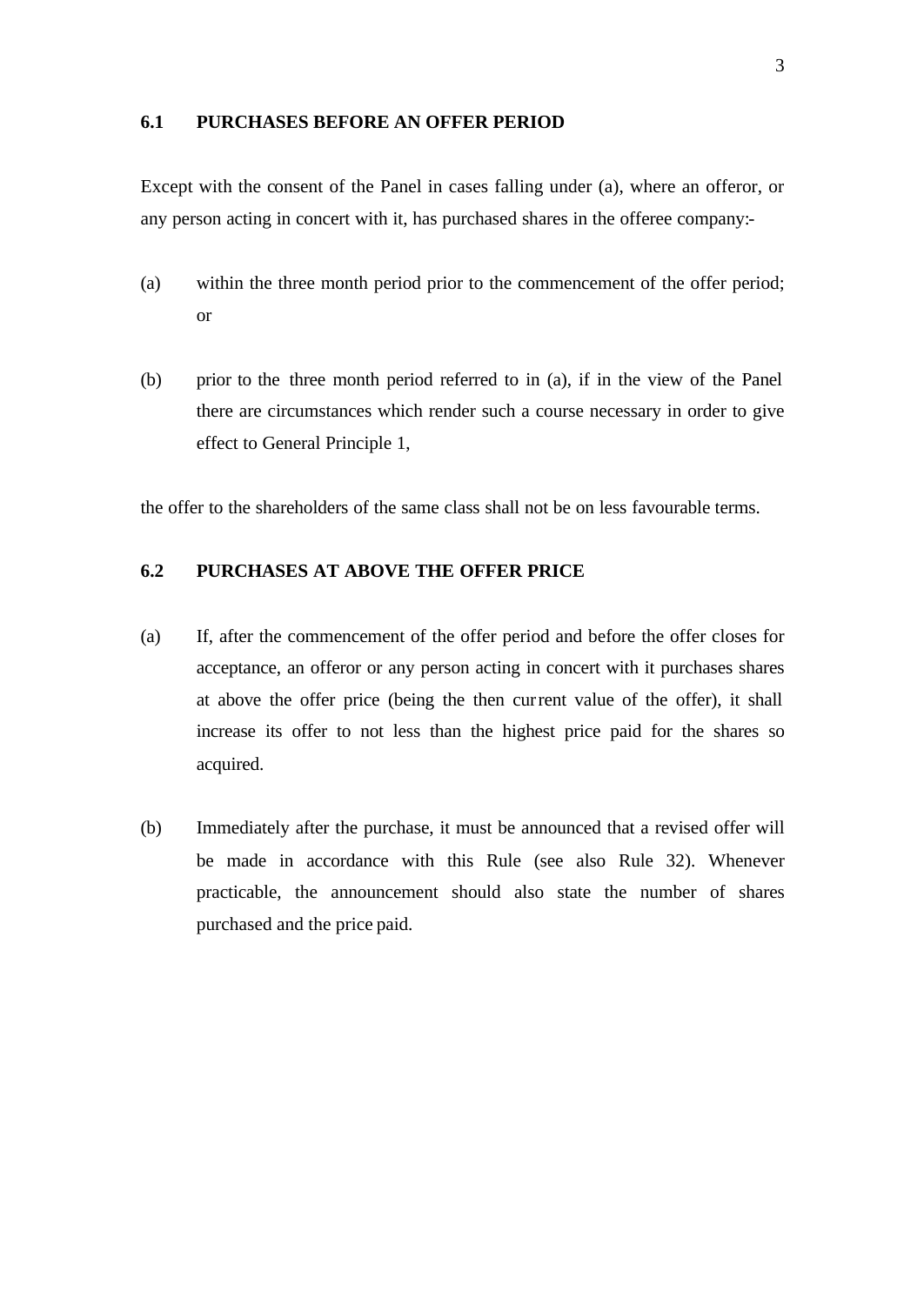### 6.1 PURCHASES BEFORE AN OFFER PERIOD

Except with the consent of the Panel in cases falling under (a), where an offeror, or any person acting in concert with it, has purchased shares in the offeree company:-

(a) within the three month period prior to the commencement of the offer period; or

(b) prior to the three month period referred to in (a), if in the view of the Panel there are circumstances which render such a course necessary in order to give effect to General Principle 1,

the offer to the shareholders of the same class shall not be on less favourable terms.

### 6.2 PURCHASES AT ABOVE THE OFFER PRICE

(a) If, after the commencement of the offer period and before the offer closes for acceptance, an offeror or any person acting in concert with it purchases shares at above the offer price (being the then current value of the offer), it shall increase its offer to not less than the highest price paid for the shares so acquired.

(b) Immediately after the purchase, it must be announced that a revised offer will be made in accordance with this Rule (see also Rule 32). Whenever practicable, the announcement should also state the number of shares purchased and the price paid.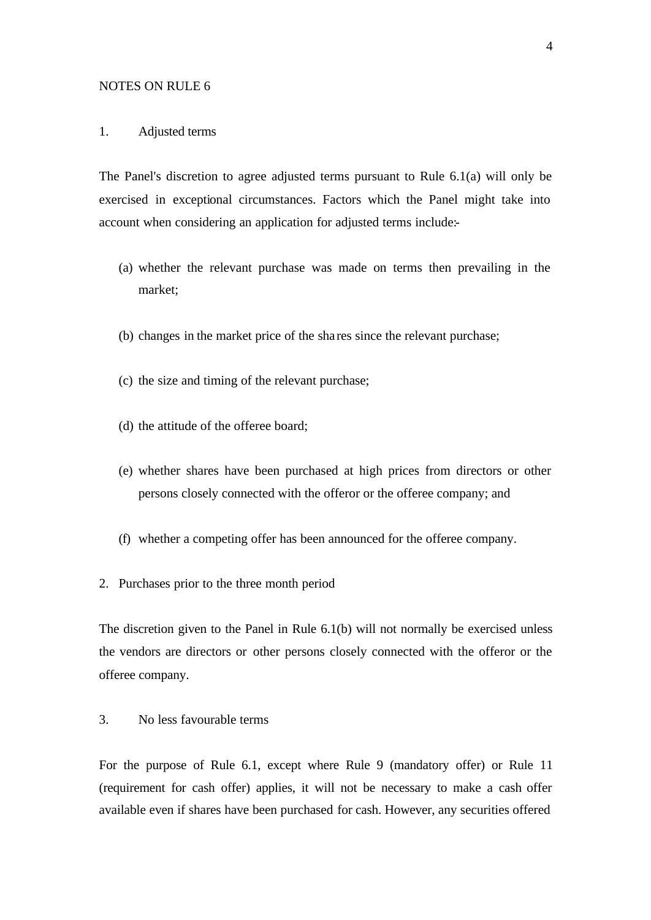NOTES ON RULE 6

1. Adjusted terms

The Panel's discretion to agree adjusted terms pursuant to Rule 6.1(a) will only be exercised in exceptional circumstances. Factors which the Panel might take into account when considering an application for adjusted terms include:-

(a) whether the relevant purchase was made on terms then prevailing in the market;

(b) changes in the market price of the shares since the relevant purchase;

(c) the size and timing of the relevant purchase;

(d) the attitude of the offeree board;

(e) whether shares have been purchased at high prices from directors or other persons closely connected with the offeror or the offeree company; and

(f) whether a competing offer has been announced for the offeree company.

2. Purchases prior to the three month period

The discretion given to the Panel in Rule 6.1(b) will not normally be exercised unless the vendors are directors or other persons closely connected with the offeror or the offeree company.

3. No less favourable terms

For the purpose of Rule 6.1, except where Rule 9 (mandatory offer) or Rule 11 (requirement for cash offer) applies, it will not be necessary to make a cash offer available even if shares have been purchased for cash. However, any securities offered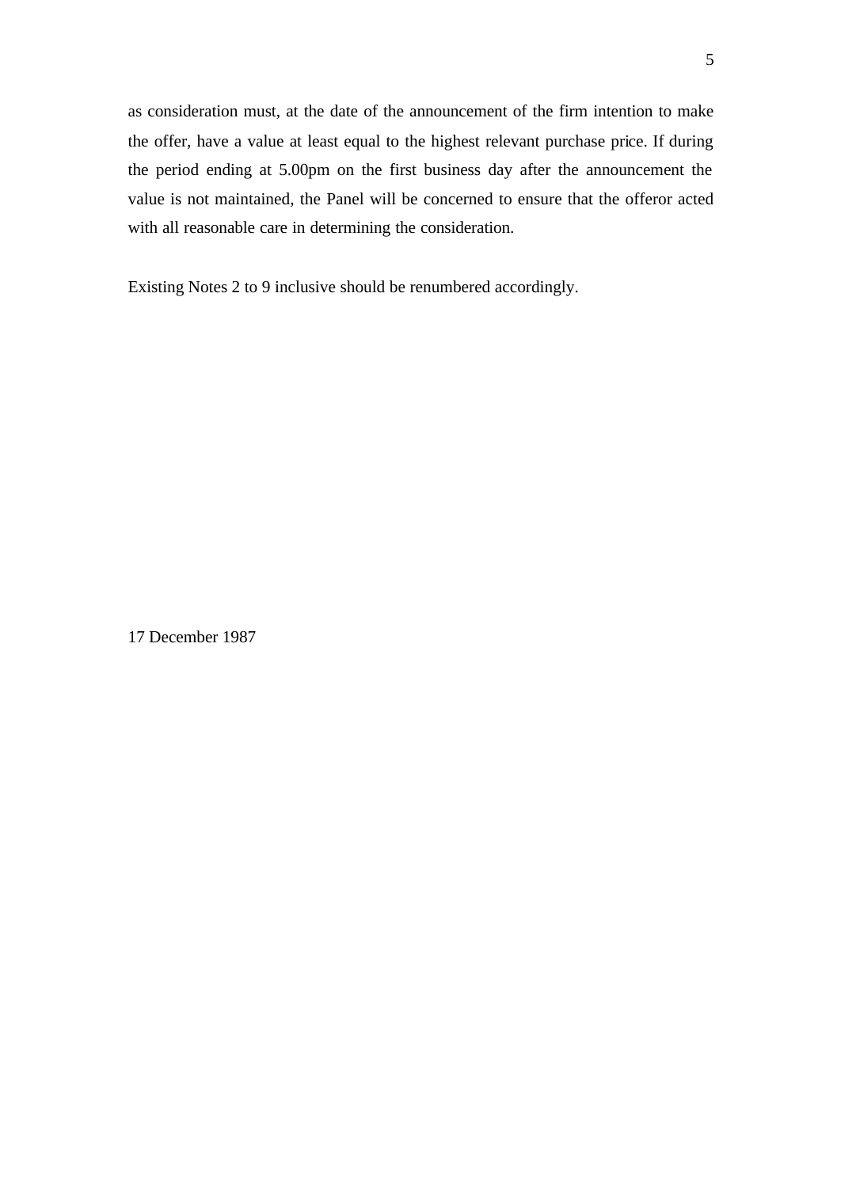as consideration must, at the date of the announcement of the firm intention to make the offer, have a value at least equal to the highest relevant purchase price. If during the period ending at 5.00pm on the first business day after the announcement the value is not maintained, the Panel will be concerned to ensure that the offeror acted with all reasonable care in determining the consideration.

Existing Notes 2 to 9 inclusive should be renumbered accordingly.

17 December 1987